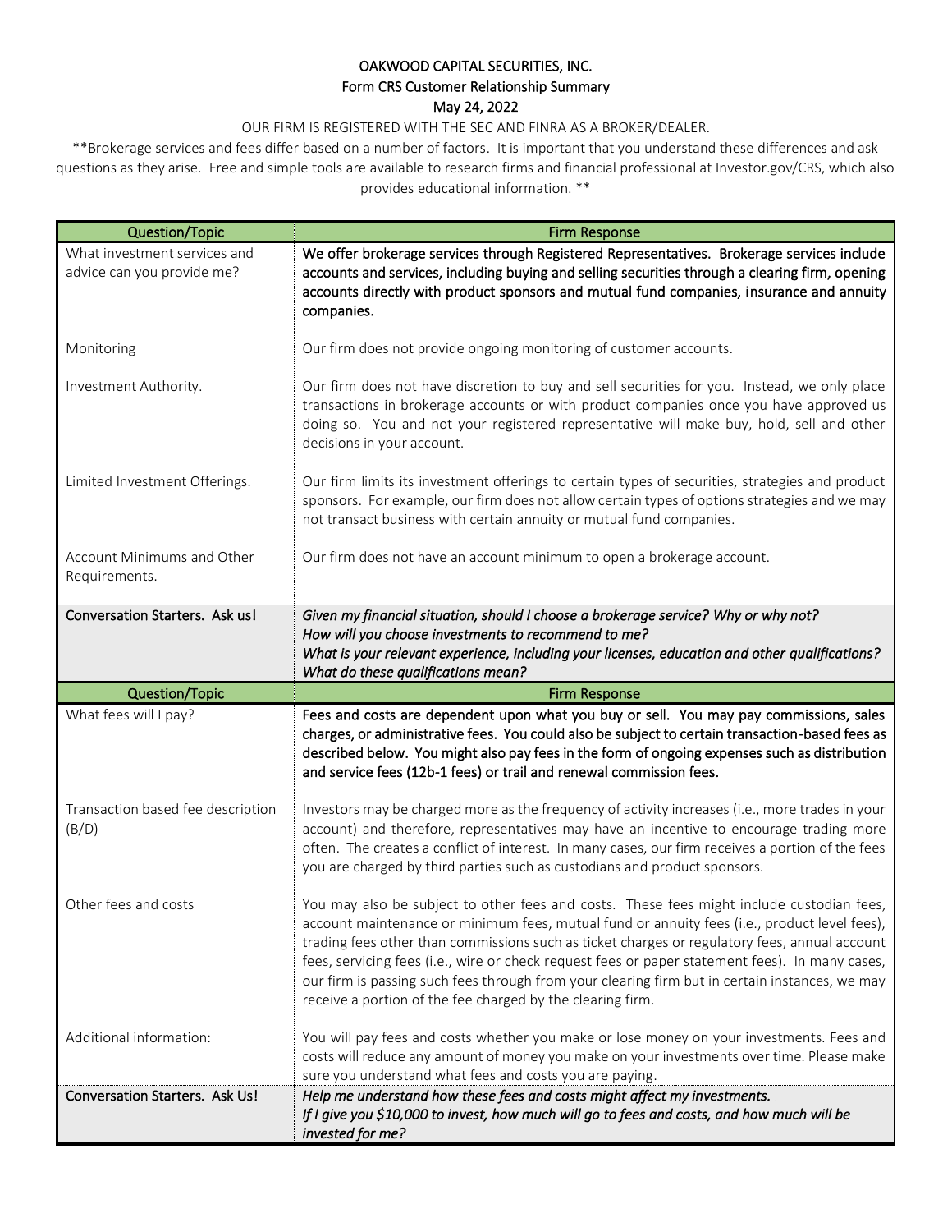# OAKWOOD CAPITAL SECURITIES, INC.

## Form CRS Customer Relationship Summary

May 24, 2022

OUR FIRM IS REGISTERED WITH THE SEC AND FINRA AS A BROKER/DEALER.

**Brokerage services and fees differ based on a number of factors. It is important that you understand these differences and ask questions as they arise. Free and simple tools are available to research firms and financial professional at Investor.gov/CRS, which also provides educational information. **

| Question/Topic | Firm Response |
|---|---|
| What investment services and advice can you provide me? | We offer brokerage services through Registered Representatives. Brokerage services include accounts and services, including buying and selling securities through a clearing firm, opening accounts directly with product sponsors and mutual fund companies, insurance and annuity companies. |
| Monitoring | Our firm does not provide ongoing monitoring of customer accounts. |
| Investment Authority. | Our firm does not have discretion to buy and sell securities for you. Instead, we only place transactions in brokerage accounts or with product companies once you have approved us doing so. You and not your registered representative will make buy, hold, sell and other decisions in your account. |
| Limited Investment Offerings. | Our firm limits its investment offerings to certain types of securities, strategies and product sponsors. For example, our firm does not allow certain types of options strategies and we may not transact business with certain annuity or mutual fund companies. |
| Account Minimums and Other Requirements. | Our firm does not have an account minimum to open a brokerage account. |
| **Conversation Starters. Ask us!** | *Given my financial situation, should I choose a brokerage service? Why or why not?*<br>*How will you choose investments to recommend to me?*<br>*What is your relevant experience, including your licenses, education and other qualifications? What do these qualifications mean?* |

| Question/Topic | Firm Response |
|---|---|
| What fees will I pay? | Fees and costs are dependent upon what you buy or sell. You may pay commissions, sales charges, or administrative fees. You could also be subject to certain transaction-based fees as described below. You might also pay fees in the form of ongoing expenses such as distribution and service fees (12b-1 fees) or trail and renewal commission fees. |
| Transaction based fee description (B/D) | Investors may be charged more as the frequency of activity increases (i.e., more trades in your account) and therefore, representatives may have an incentive to encourage trading more often. The creates a conflict of interest. In many cases, our firm receives a portion of the fees you are charged by third parties such as custodians and product sponsors. |
| Other fees and costs | You may also be subject to other fees and costs. These fees might include custodian fees, account maintenance or minimum fees, mutual fund or annuity fees (i.e., product level fees), trading fees other than commissions such as ticket charges or regulatory fees, annual account fees, servicing fees (i.e., wire or check request fees or paper statement fees). In many cases, our firm is passing such fees through from your clearing firm but in certain instances, we may receive a portion of the fee charged by the clearing firm. |
| Additional information: | You will pay fees and costs whether you make or lose money on your investments. Fees and costs will reduce any amount of money you make on your investments over time. Please make sure you understand what fees and costs you are paying. |
| **Conversation Starters. Ask Us!** | *Help me understand how these fees and costs might affect my investments.*<br>*If I give you $10,000 to invest, how much will go to fees and costs, and how much will be invested for me?* |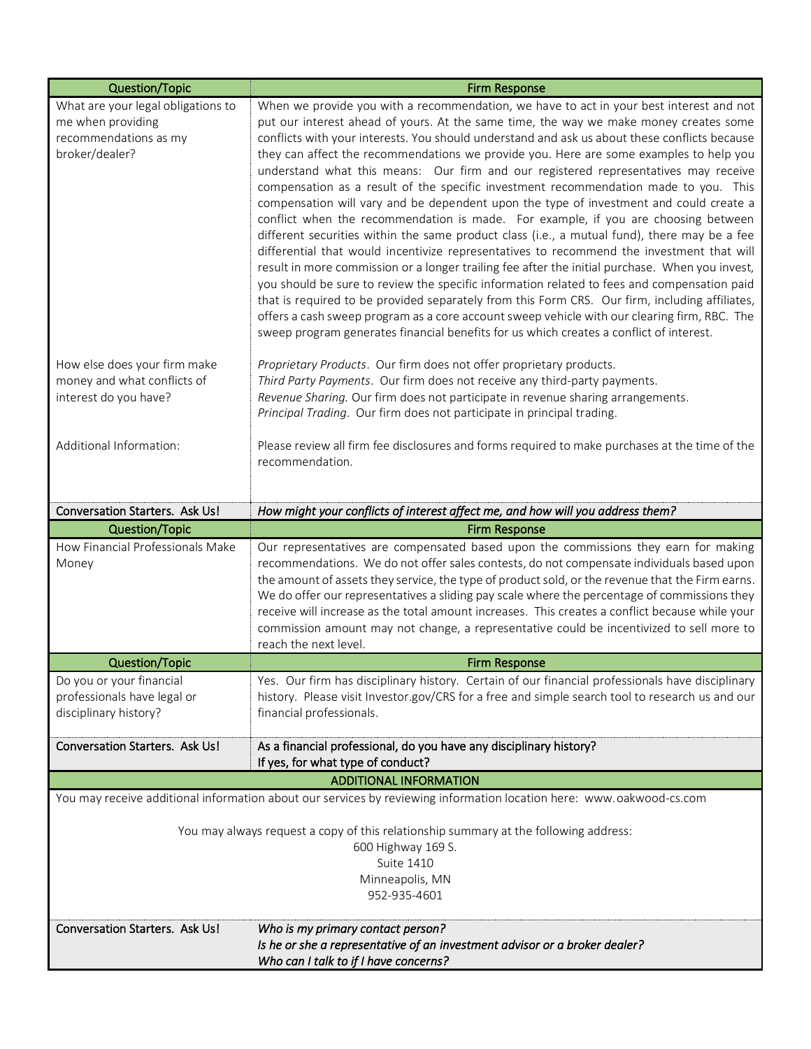| Question/Topic | Firm Response |
| --- | --- |
| What are your legal obligations to me when providing recommendations as my broker/dealer? | When we provide you with a recommendation, we have to act in your best interest and not put our interest ahead of yours. At the same time, the way we make money creates some conflicts with your interests. You should understand and ask us about these conflicts because they can affect the recommendations we provide you. Here are some examples to help you understand what this means: Our firm and our registered representatives may receive compensation as a result of the specific investment recommendation made to you. This compensation will vary and be dependent upon the type of investment and could create a conflict when the recommendation is made. For example, if you are choosing between different securities within the same product class (i.e., a mutual fund), there may be a fee differential that would incentivize representatives to recommend the investment that will result in more commission or a longer trailing fee after the initial purchase. When you invest, you should be sure to review the specific information related to fees and compensation paid that is required to be provided separately from this Form CRS. Our firm, including affiliates, offers a cash sweep program as a core account sweep vehicle with our clearing firm, RBC. The sweep program generates financial benefits for us which creates a conflict of interest. |
| How else does your firm make money and what conflicts of interest do you have? | *Proprietary Products*. Our firm does not offer proprietary products.<br>*Third Party Payments*. Our firm does not receive any third-party payments.<br>*Revenue Sharing.* Our firm does not participate in revenue sharing arrangements.<br>*Principal Trading*. Our firm does not participate in principal trading. |
| Additional Information: | Please review all firm fee disclosures and forms required to make purchases at the time of the recommendation. |
| **Conversation Starters. Ask Us!** | ***How might your conflicts of interest affect me, and how will you address them?*** |

| Question/Topic | Firm Response |
| --- | --- |
| How Financial Professionals Make Money | Our representatives are compensated based upon the commissions they earn for making recommendations. We do not offer sales contests, do not compensate individuals based upon the amount of assets they service, the type of product sold, or the revenue that the Firm earns. We do offer our representatives a sliding pay scale where the percentage of commissions they receive will increase as the total amount increases. This creates a conflict because while your commission amount may not change, a representative could be incentivized to sell more to reach the next level. |

| Question/Topic | Firm Response |
| --- | --- |
| Do you or your financial professionals have legal or disciplinary history? | Yes. Our firm has disciplinary history. Certain of our financial professionals have disciplinary history. Please visit Investor.gov/CRS for a free and simple search tool to research us and our financial professionals. |
| **Conversation Starters. Ask Us!** | **As a financial professional, do you have any disciplinary history?<br>If yes, for what type of conduct?** |

## ADDITIONAL INFORMATION

You may receive additional information about our services by reviewing information location here: www.oakwood-cs.com

You may always request a copy of this relationship summary at the following address:
600 Highway 169 S.
Suite 1410
Minneapolis, MN
952-935-4601

| | |
| --- | --- |
| **Conversation Starters. Ask Us!** | ***Who is my primary contact person?<br>Is he or she a representative of an investment advisor or a broker dealer?<br>Who can I talk to if I have concerns?*** |